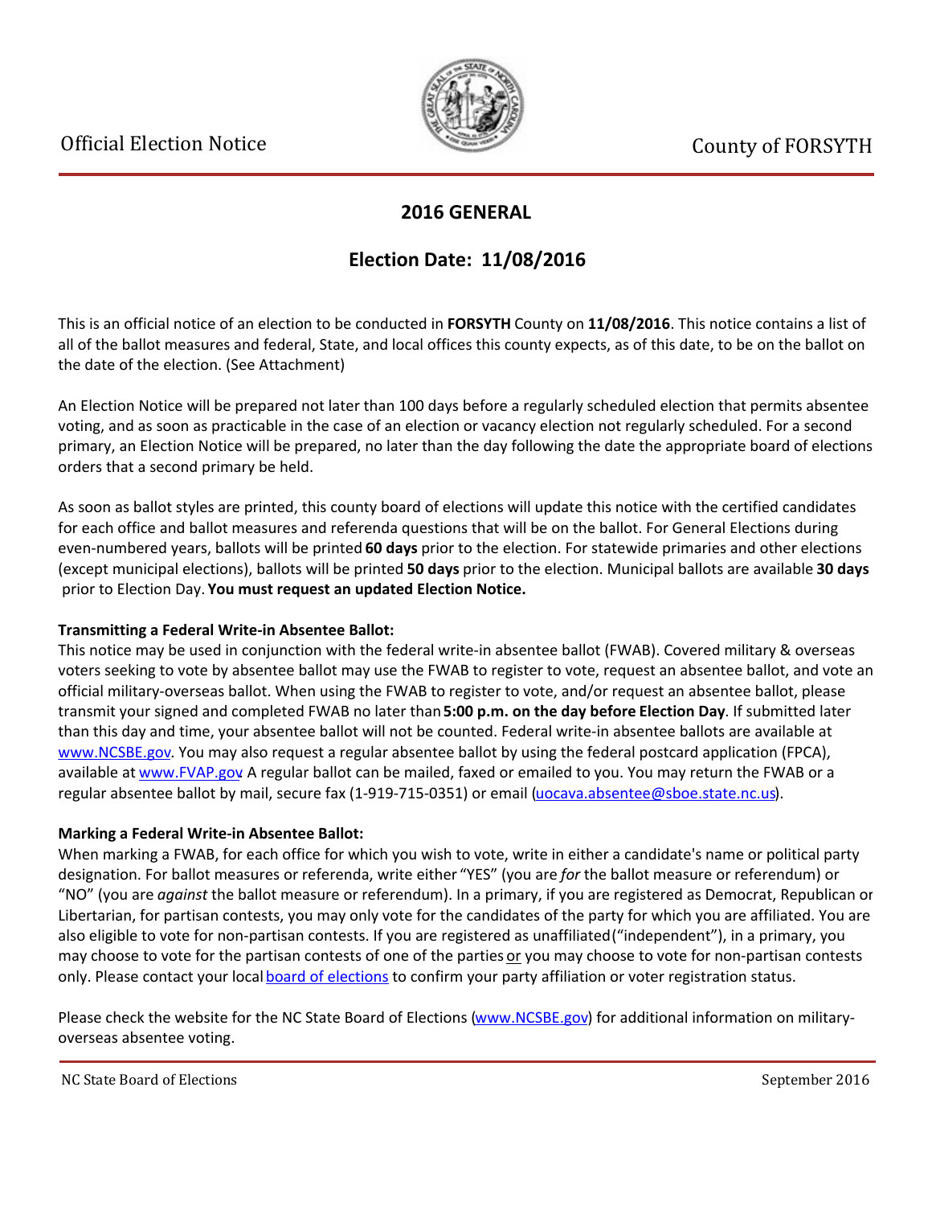Official Election Notice

County of FORSYTH

## 2016 GENERAL

## Election Date: 11/08/2016

This is an official notice of an election to be conducted in **FORSYTH** County on **11/08/2016**. This notice contains a list of all of the ballot measures and federal, State, and local offices this county expects, as of this date, to be on the ballot on the date of the election. (See Attachment)

An Election Notice will be prepared not later than 100 days before a regularly scheduled election that permits absentee voting, and as soon as practicable in the case of an election or vacancy election not regularly scheduled. For a second primary, an Election Notice will be prepared, no later than the day following the date the appropriate board of elections orders that a second primary be held.

As soon as ballot styles are printed, this county board of elections will update this notice with the certified candidates for each office and ballot measures and referenda questions that will be on the ballot. For General Elections during even-numbered years, ballots will be printed **60 days** prior to the election. For statewide primaries and other elections (except municipal elections), ballots will be printed **50 days** prior to the election. Municipal ballots are available **30 days** prior to Election Day. **You must request an updated Election Notice.**

**Transmitting a Federal Write-in Absentee Ballot:**
This notice may be used in conjunction with the federal write-in absentee ballot (FWAB). Covered military & overseas voters seeking to vote by absentee ballot may use the FWAB to register to vote, request an absentee ballot, and vote an official military-overseas ballot. When using the FWAB to register to vote, and/or request an absentee ballot, please transmit your signed and completed FWAB no later than **5:00 p.m. on the day before Election Day**. If submitted later than this day and time, your absentee ballot will not be counted. Federal write-in absentee ballots are available at www.NCSBE.gov. You may also request a regular absentee ballot by using the federal postcard application (FPCA), available at www.FVAP.gov A regular ballot can be mailed, faxed or emailed to you. You may return the FWAB or a regular absentee ballot by mail, secure fax (1-919-715-0351) or email (uocava.absentee@sboe.state.nc.us).

**Marking a Federal Write-in Absentee Ballot:**
When marking a FWAB, for each office for which you wish to vote, write in either a candidate's name or political party designation. For ballot measures or referenda, write either "YES" (you are *for* the ballot measure or referendum) or "NO" (you are *against* the ballot measure or referendum). In a primary, if you are registered as Democrat, Republican or Libertarian, for partisan contests, you may only vote for the candidates of the party for which you are affiliated. You are also eligible to vote for non-partisan contests. If you are registered as unaffiliated ("independent"), in a primary, you may choose to vote for the partisan contests of one of the parties or you may choose to vote for non-partisan contests only. Please contact your local board of elections to confirm your party affiliation or voter registration status.

Please check the website for the NC State Board of Elections (www.NCSBE.gov) for additional information on military-overseas absentee voting.

NC State Board of Elections September 2016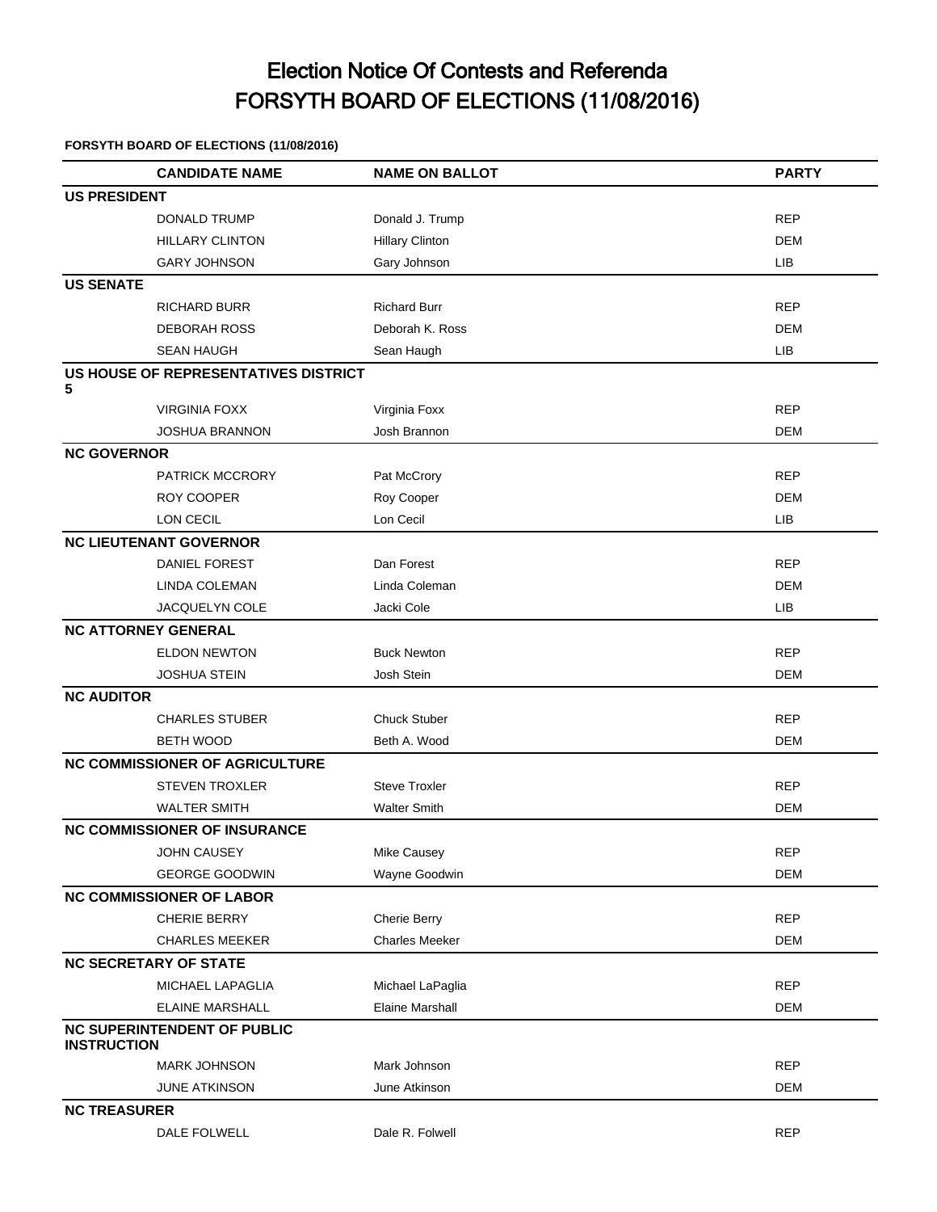# Election Notice Of Contests and Referenda
# FORSYTH BOARD OF ELECTIONS (11/08/2016)

**FORSYTH BOARD OF ELECTIONS (11/08/2016)**

| CANDIDATE NAME | NAME ON BALLOT | PARTY |
|---|---|---|
| **US PRESIDENT** | | |
| DONALD TRUMP | Donald J. Trump | REP |
| HILLARY CLINTON | Hillary Clinton | DEM |
| GARY JOHNSON | Gary Johnson | LIB |
| **US SENATE** | | |
| RICHARD BURR | Richard Burr | REP |
| DEBORAH ROSS | Deborah K. Ross | DEM |
| SEAN HAUGH | Sean Haugh | LIB |
| **US HOUSE OF REPRESENTATIVES DISTRICT 5** | | |
| VIRGINIA FOXX | Virginia Foxx | REP |
| JOSHUA BRANNON | Josh Brannon | DEM |
| **NC GOVERNOR** | | |
| PATRICK MCCRORY | Pat McCrory | REP |
| ROY COOPER | Roy Cooper | DEM |
| LON CECIL | Lon Cecil | LIB |
| **NC LIEUTENANT GOVERNOR** | | |
| DANIEL FOREST | Dan Forest | REP |
| LINDA COLEMAN | Linda Coleman | DEM |
| JACQUELYN COLE | Jacki Cole | LIB |
| **NC ATTORNEY GENERAL** | | |
| ELDON NEWTON | Buck Newton | REP |
| JOSHUA STEIN | Josh Stein | DEM |
| **NC AUDITOR** | | |
| CHARLES STUBER | Chuck Stuber | REP |
| BETH WOOD | Beth A. Wood | DEM |
| **NC COMMISSIONER OF AGRICULTURE** | | |
| STEVEN TROXLER | Steve Troxler | REP |
| WALTER SMITH | Walter Smith | DEM |
| **NC COMMISSIONER OF INSURANCE** | | |
| JOHN CAUSEY | Mike Causey | REP |
| GEORGE GOODWIN | Wayne Goodwin | DEM |
| **NC COMMISSIONER OF LABOR** | | |
| CHERIE BERRY | Cherie Berry | REP |
| CHARLES MEEKER | Charles Meeker | DEM |
| **NC SECRETARY OF STATE** | | |
| MICHAEL LAPAGLIA | Michael LaPaglia | REP |
| ELAINE MARSHALL | Elaine Marshall | DEM |
| **NC SUPERINTENDENT OF PUBLIC INSTRUCTION** | | |
| MARK JOHNSON | Mark Johnson | REP |
| JUNE ATKINSON | June Atkinson | DEM |
| **NC TREASURER** | | |
| DALE FOLWELL | Dale R. Folwell | REP |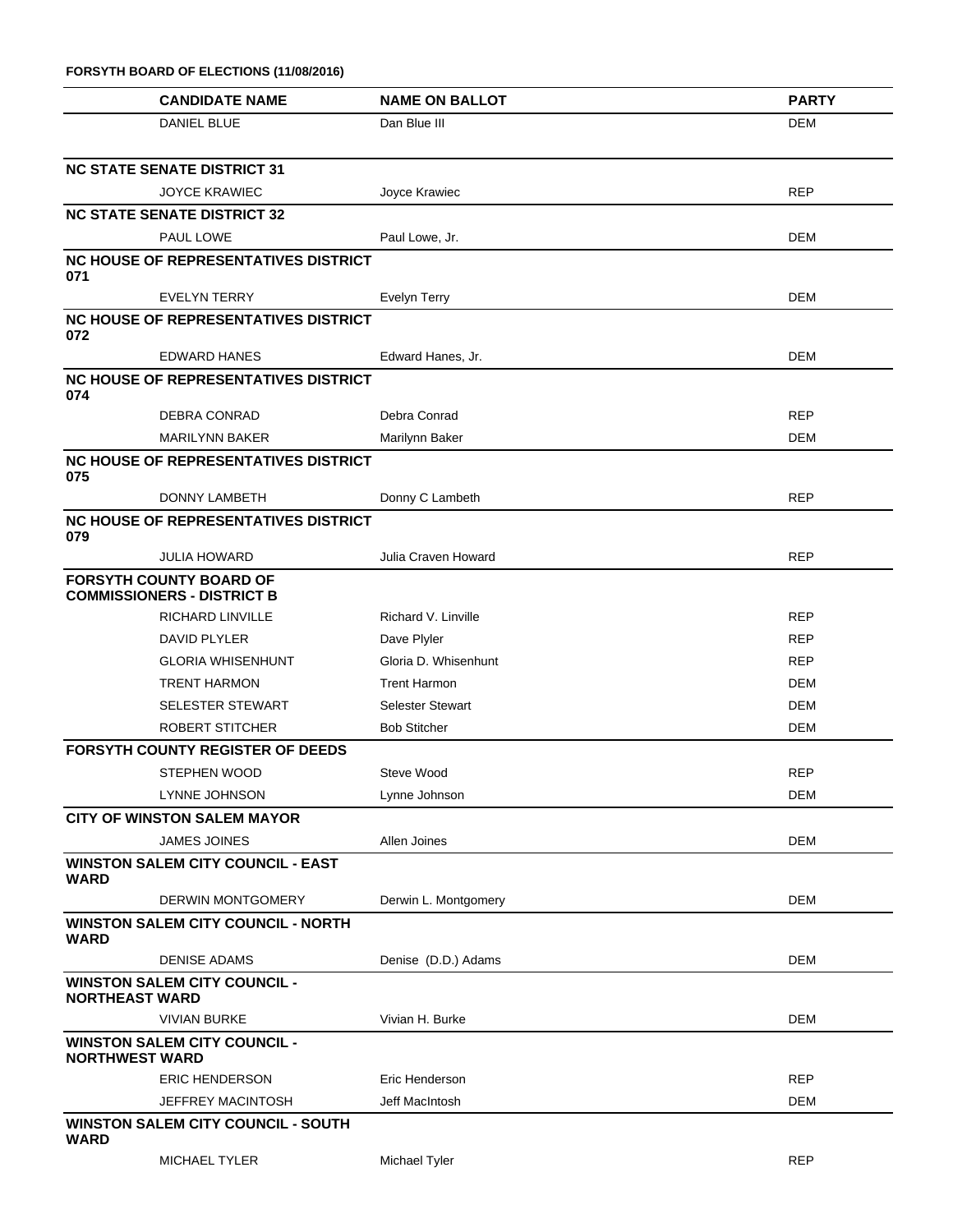**FORSYTH BOARD OF ELECTIONS (11/08/2016)**

| CANDIDATE NAME | NAME ON BALLOT | PARTY |
|---|---|---|
| DANIEL BLUE | Dan Blue III | DEM |
| **NC STATE SENATE DISTRICT 31** | | |
| JOYCE KRAWIEC | Joyce Krawiec | REP |
| **NC STATE SENATE DISTRICT 32** | | |
| PAUL LOWE | Paul Lowe, Jr. | DEM |
| **NC HOUSE OF REPRESENTATIVES DISTRICT 071** | | |
| EVELYN TERRY | Evelyn Terry | DEM |
| **NC HOUSE OF REPRESENTATIVES DISTRICT 072** | | |
| EDWARD HANES | Edward Hanes, Jr. | DEM |
| **NC HOUSE OF REPRESENTATIVES DISTRICT 074** | | |
| DEBRA CONRAD | Debra Conrad | REP |
| MARILYNN BAKER | Marilynn Baker | DEM |
| **NC HOUSE OF REPRESENTATIVES DISTRICT 075** | | |
| DONNY LAMBETH | Donny C Lambeth | REP |
| **NC HOUSE OF REPRESENTATIVES DISTRICT 079** | | |
| JULIA HOWARD | Julia Craven Howard | REP |
| **FORSYTH COUNTY BOARD OF COMMISSIONERS - DISTRICT B** | | |
| RICHARD LINVILLE | Richard V. Linville | REP |
| DAVID PLYLER | Dave Plyler | REP |
| GLORIA WHISENHUNT | Gloria D. Whisenhunt | REP |
| TRENT HARMON | Trent Harmon | DEM |
| SELESTER STEWART | Selester Stewart | DEM |
| ROBERT STITCHER | Bob Stitcher | DEM |
| **FORSYTH COUNTY REGISTER OF DEEDS** | | |
| STEPHEN WOOD | Steve Wood | REP |
| LYNNE JOHNSON | Lynne Johnson | DEM |
| **CITY OF WINSTON SALEM MAYOR** | | |
| JAMES JOINES | Allen Joines | DEM |
| **WINSTON SALEM CITY COUNCIL - EAST WARD** | | |
| DERWIN MONTGOMERY | Derwin L. Montgomery | DEM |
| **WINSTON SALEM CITY COUNCIL - NORTH WARD** | | |
| DENISE ADAMS | Denise (D.D.) Adams | DEM |
| **WINSTON SALEM CITY COUNCIL - NORTHEAST WARD** | | |
| VIVIAN BURKE | Vivian H. Burke | DEM |
| **WINSTON SALEM CITY COUNCIL - NORTHWEST WARD** | | |
| ERIC HENDERSON | Eric Henderson | REP |
| JEFFREY MACINTOSH | Jeff MacIntosh | DEM |
| **WINSTON SALEM CITY COUNCIL - SOUTH WARD** | | |
| MICHAEL TYLER | Michael Tyler | REP |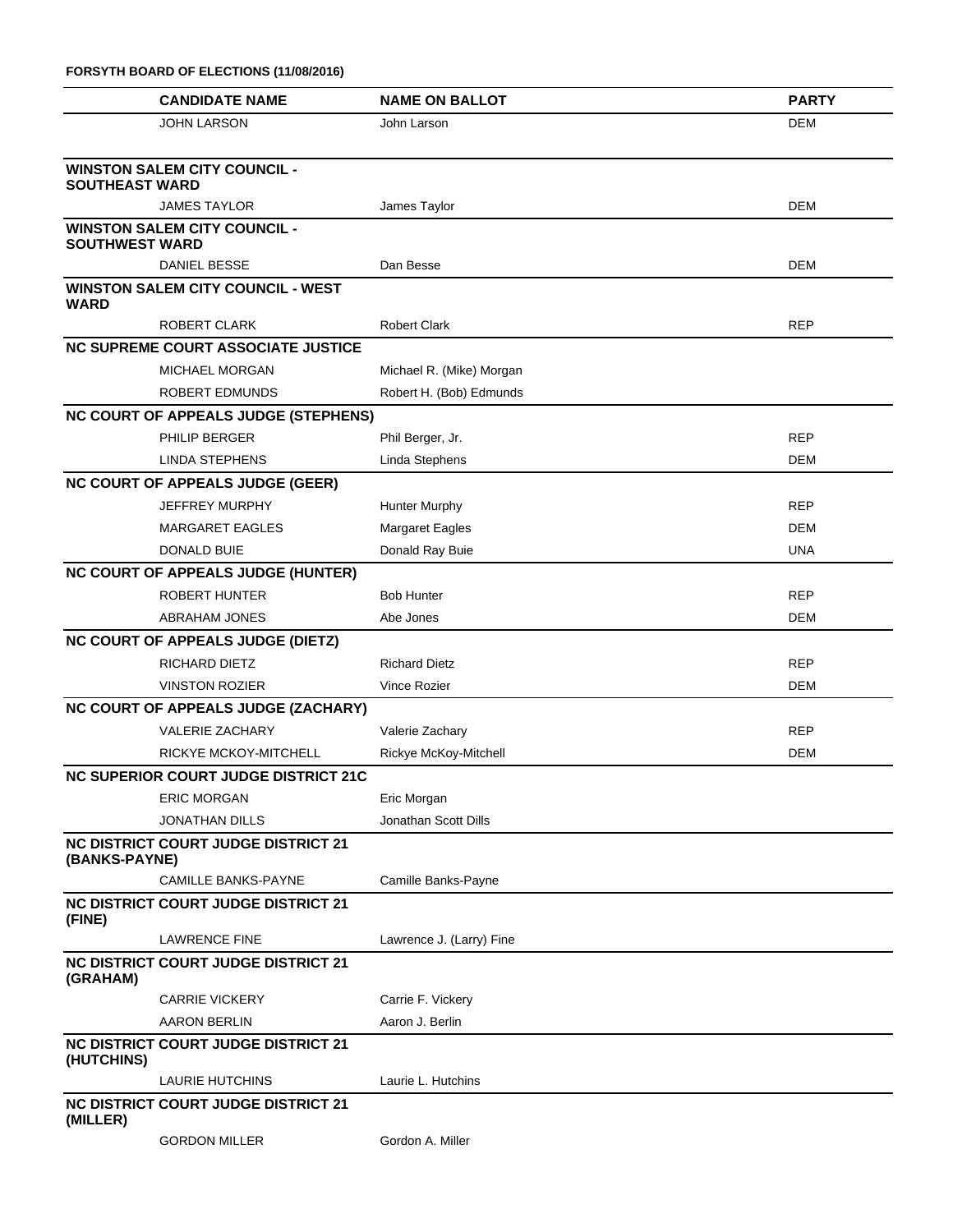**FORSYTH BOARD OF ELECTIONS (11/08/2016)**

| CANDIDATE NAME | NAME ON BALLOT | PARTY |
|---|---|---|
| JOHN LARSON | John Larson | DEM |
| **WINSTON SALEM CITY COUNCIL - SOUTHEAST WARD** | | |
| JAMES TAYLOR | James Taylor | DEM |
| **WINSTON SALEM CITY COUNCIL - SOUTHWEST WARD** | | |
| DANIEL BESSE | Dan Besse | DEM |
| **WINSTON SALEM CITY COUNCIL - WEST WARD** | | |
| ROBERT CLARK | Robert Clark | REP |
| **NC SUPREME COURT ASSOCIATE JUSTICE** | | |
| MICHAEL MORGAN | Michael R. (Mike) Morgan | |
| ROBERT EDMUNDS | Robert H. (Bob) Edmunds | |
| **NC COURT OF APPEALS JUDGE (STEPHENS)** | | |
| PHILIP BERGER | Phil Berger, Jr. | REP |
| LINDA STEPHENS | Linda Stephens | DEM |
| **NC COURT OF APPEALS JUDGE (GEER)** | | |
| JEFFREY MURPHY | Hunter Murphy | REP |
| MARGARET EAGLES | Margaret Eagles | DEM |
| DONALD BUIE | Donald Ray Buie | UNA |
| **NC COURT OF APPEALS JUDGE (HUNTER)** | | |
| ROBERT HUNTER | Bob Hunter | REP |
| ABRAHAM JONES | Abe Jones | DEM |
| **NC COURT OF APPEALS JUDGE (DIETZ)** | | |
| RICHARD DIETZ | Richard Dietz | REP |
| VINSTON ROZIER | Vince Rozier | DEM |
| **NC COURT OF APPEALS JUDGE (ZACHARY)** | | |
| VALERIE ZACHARY | Valerie Zachary | REP |
| RICKYE MCKOY-MITCHELL | Rickye McKoy-Mitchell | DEM |
| **NC SUPERIOR COURT JUDGE DISTRICT 21C** | | |
| ERIC MORGAN | Eric Morgan | |
| JONATHAN DILLS | Jonathan Scott Dills | |
| **NC DISTRICT COURT JUDGE DISTRICT 21 (BANKS-PAYNE)** | | |
| CAMILLE BANKS-PAYNE | Camille Banks-Payne | |
| **NC DISTRICT COURT JUDGE DISTRICT 21 (FINE)** | | |
| LAWRENCE FINE | Lawrence J. (Larry) Fine | |
| **NC DISTRICT COURT JUDGE DISTRICT 21 (GRAHAM)** | | |
| CARRIE VICKERY | Carrie F. Vickery | |
| AARON BERLIN | Aaron J. Berlin | |
| **NC DISTRICT COURT JUDGE DISTRICT 21 (HUTCHINS)** | | |
| LAURIE HUTCHINS | Laurie L. Hutchins | |
| **NC DISTRICT COURT JUDGE DISTRICT 21 (MILLER)** | | |
| GORDON MILLER | Gordon A. Miller | |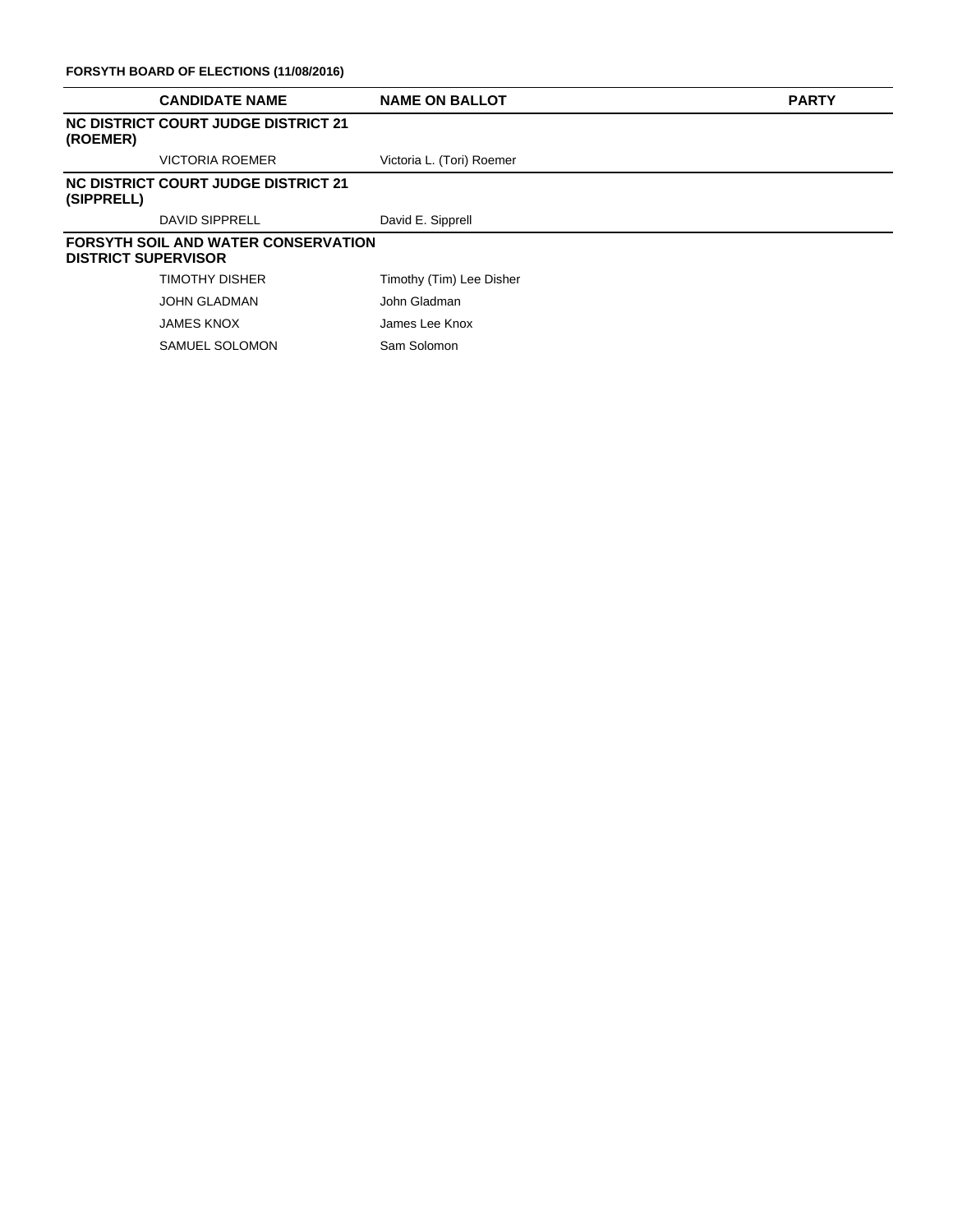**FORSYTH BOARD OF ELECTIONS (11/08/2016)**

| CANDIDATE NAME | NAME ON BALLOT | PARTY |
|---|---|---|
| **NC DISTRICT COURT JUDGE DISTRICT 21 (ROEMER)** | | |
| VICTORIA ROEMER | Victoria L. (Tori) Roemer | |
| **NC DISTRICT COURT JUDGE DISTRICT 21 (SIPPRELL)** | | |
| DAVID SIPPRELL | David E. Sipprell | |
| **FORSYTH SOIL AND WATER CONSERVATION DISTRICT SUPERVISOR** | | |
| TIMOTHY DISHER | Timothy (Tim) Lee Disher | |
| JOHN GLADMAN | John Gladman | |
| JAMES KNOX | James Lee Knox | |
| SAMUEL SOLOMON | Sam Solomon | |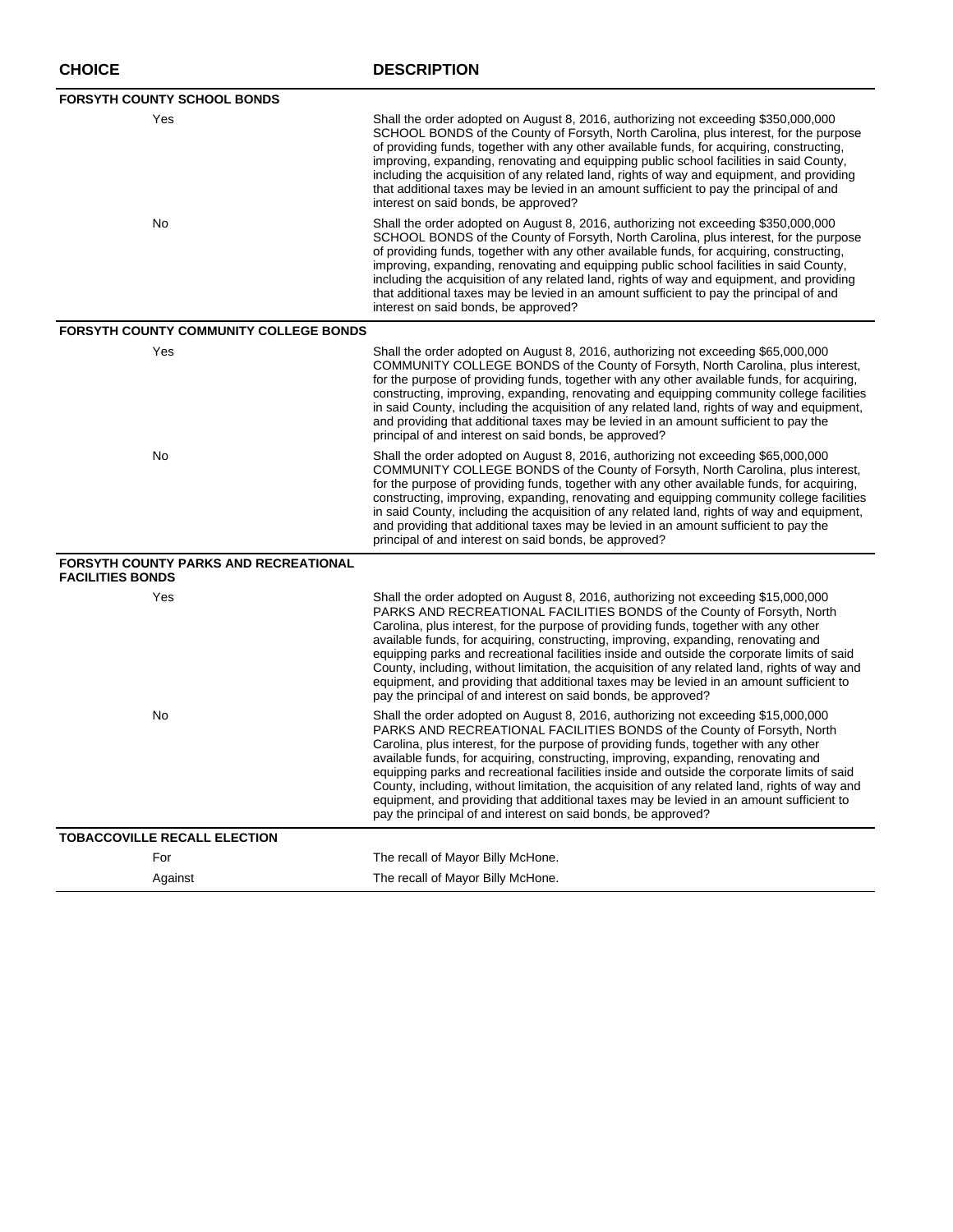| CHOICE | DESCRIPTION |
|---|---|
| **FORSYTH COUNTY SCHOOL BONDS** | |
| Yes | Shall the order adopted on August 8, 2016, authorizing not exceeding $350,000,000 SCHOOL BONDS of the County of Forsyth, North Carolina, plus interest, for the purpose of providing funds, together with any other available funds, for acquiring, constructing, improving, expanding, renovating and equipping public school facilities in said County, including the acquisition of any related land, rights of way and equipment, and providing that additional taxes may be levied in an amount sufficient to pay the principal of and interest on said bonds, be approved? |
| No | Shall the order adopted on August 8, 2016, authorizing not exceeding $350,000,000 SCHOOL BONDS of the County of Forsyth, North Carolina, plus interest, for the purpose of providing funds, together with any other available funds, for acquiring, constructing, improving, expanding, renovating and equipping public school facilities in said County, including the acquisition of any related land, rights of way and equipment, and providing that additional taxes may be levied in an amount sufficient to pay the principal of and interest on said bonds, be approved? |
| **FORSYTH COUNTY COMMUNITY COLLEGE BONDS** | |
| Yes | Shall the order adopted on August 8, 2016, authorizing not exceeding $65,000,000 COMMUNITY COLLEGE BONDS of the County of Forsyth, North Carolina, plus interest, for the purpose of providing funds, together with any other available funds, for acquiring, constructing, improving, expanding, renovating and equipping community college facilities in said County, including the acquisition of any related land, rights of way and equipment, and providing that additional taxes may be levied in an amount sufficient to pay the principal of and interest on said bonds, be approved? |
| No | Shall the order adopted on August 8, 2016, authorizing not exceeding $65,000,000 COMMUNITY COLLEGE BONDS of the County of Forsyth, North Carolina, plus interest, for the purpose of providing funds, together with any other available funds, for acquiring, constructing, improving, expanding, renovating and equipping community college facilities in said County, including the acquisition of any related land, rights of way and equipment, and providing that additional taxes may be levied in an amount sufficient to pay the principal of and interest on said bonds, be approved? |
| **FORSYTH COUNTY PARKS AND RECREATIONAL FACILITIES BONDS** | |
| Yes | Shall the order adopted on August 8, 2016, authorizing not exceeding $15,000,000 PARKS AND RECREATIONAL FACILITIES BONDS of the County of Forsyth, North Carolina, plus interest, for the purpose of providing funds, together with any other available funds, for acquiring, constructing, improving, expanding, renovating and equipping parks and recreational facilities inside and outside the corporate limits of said County, including, without limitation, the acquisition of any related land, rights of way and equipment, and providing that additional taxes may be levied in an amount sufficient to pay the principal of and interest on said bonds, be approved? |
| No | Shall the order adopted on August 8, 2016, authorizing not exceeding $15,000,000 PARKS AND RECREATIONAL FACILITIES BONDS of the County of Forsyth, North Carolina, plus interest, for the purpose of providing funds, together with any other available funds, for acquiring, constructing, improving, expanding, renovating and equipping parks and recreational facilities inside and outside the corporate limits of said County, including, without limitation, the acquisition of any related land, rights of way and equipment, and providing that additional taxes may be levied in an amount sufficient to pay the principal of and interest on said bonds, be approved? |
| **TOBACCOVILLE RECALL ELECTION** | |
| For | The recall of Mayor Billy McHone. |
| Against | The recall of Mayor Billy McHone. |